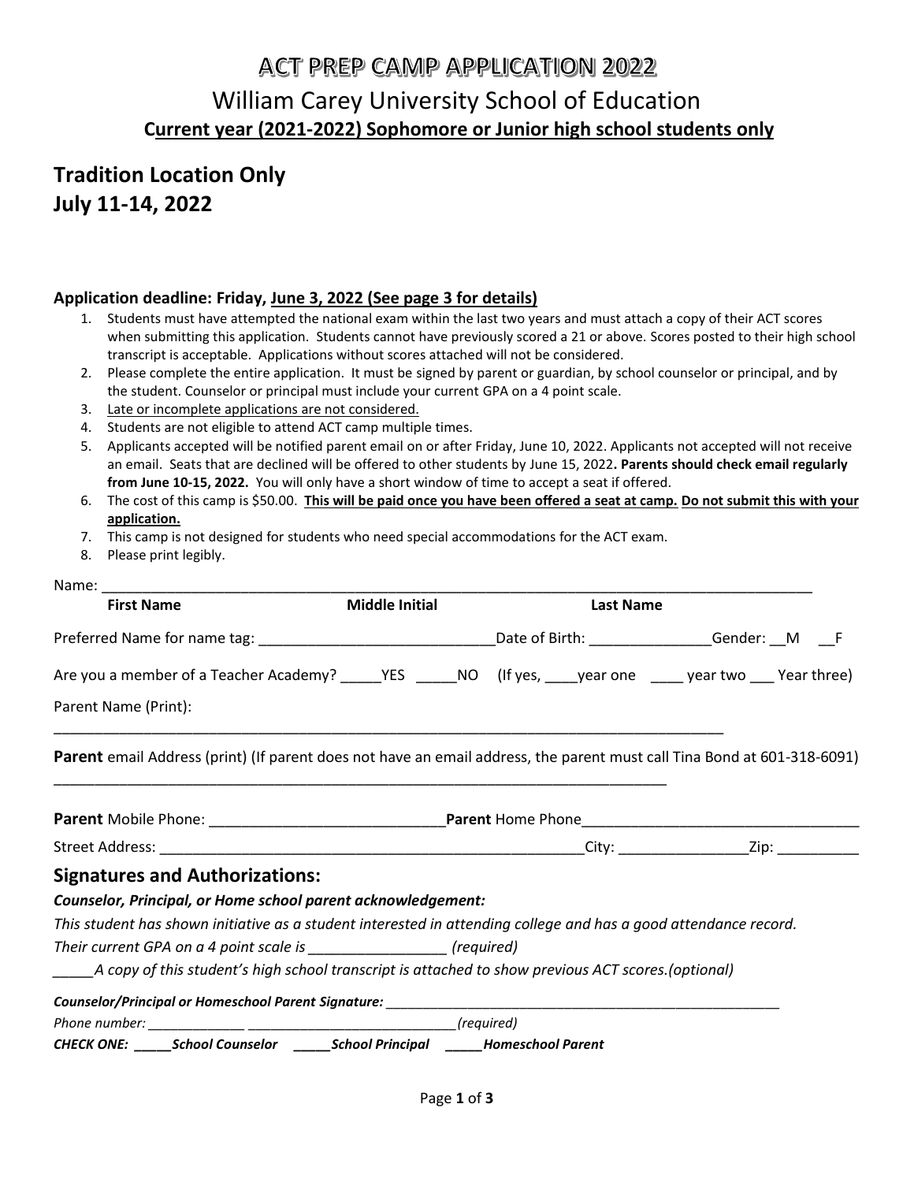# ACT PREP CAMP APPLICATION 2022

## William Carey University School of Education

**Current year (2021-2022) Sophomore or Junior high school students only**

## Tradition Location Only
## July 11-14, 2022

### Application deadline: Friday, June 3, 2022 (See page 3 for details)

1. Students must have attempted the national exam within the last two years and must attach a copy of their ACT scores when submitting this application. Students cannot have previously scored a 21 or above. Scores posted to their high school transcript is acceptable. Applications without scores attached will not be considered.
2. Please complete the entire application. It must be signed by parent or guardian, by school counselor or principal, and by the student. Counselor or principal must include your current GPA on a 4 point scale.
3. Late or incomplete applications are not considered.
4. Students are not eligible to attend ACT camp multiple times.
5. Applicants accepted will be notified parent email on or after Friday, June 10, 2022. Applicants not accepted will not receive an email. Seats that are declined will be offered to other students by June 15, 2022. **Parents should check email regularly from June 10-15, 2022.** You will only have a short window of time to accept a seat if offered.
6. The cost of this camp is $50.00. **This will be paid once you have been offered a seat at camp. Do not submit this with your application.**
7. This camp is not designed for students who need special accommodations for the ACT exam.
8. Please print legibly.

Name: ______________________________________________________________________________________

**First Name** **Middle Initial** **Last Name**

Preferred Name for name tag: ____________________________ Date of Birth: ______________ Gender: __M __F

Are you a member of a Teacher Academy? _____YES _____NO (If yes, ____year one ____ year two ___ Year three)

Parent Name (Print):

________________________________________________________________________________

**Parent** email Address (print) (If parent does not have an email address, the parent must call Tina Bond at 601-318-6091)

________________________________________________________________________

**Parent** Mobile Phone: ____________________________ **Parent** Home Phone_________________________________

Street Address: ___________________________________________________ City: _______________ Zip: __________

## Signatures and Authorizations:

***Counselor, Principal, or Home school parent acknowledgement:***

*This student has shown initiative as a student interested in attending college and has a good attendance record.*

*Their current GPA on a 4 point scale is ________________ (required)*

*_____A copy of this student's high school transcript is attached to show previous ACT scores.(optional)*

***Counselor/Principal or Homeschool Parent Signature:*** ___________________________________________________

*Phone number: ____________ ___________________________(required)*

***CHECK ONE: _____School Counselor _____School Principal _____Homeschool Parent***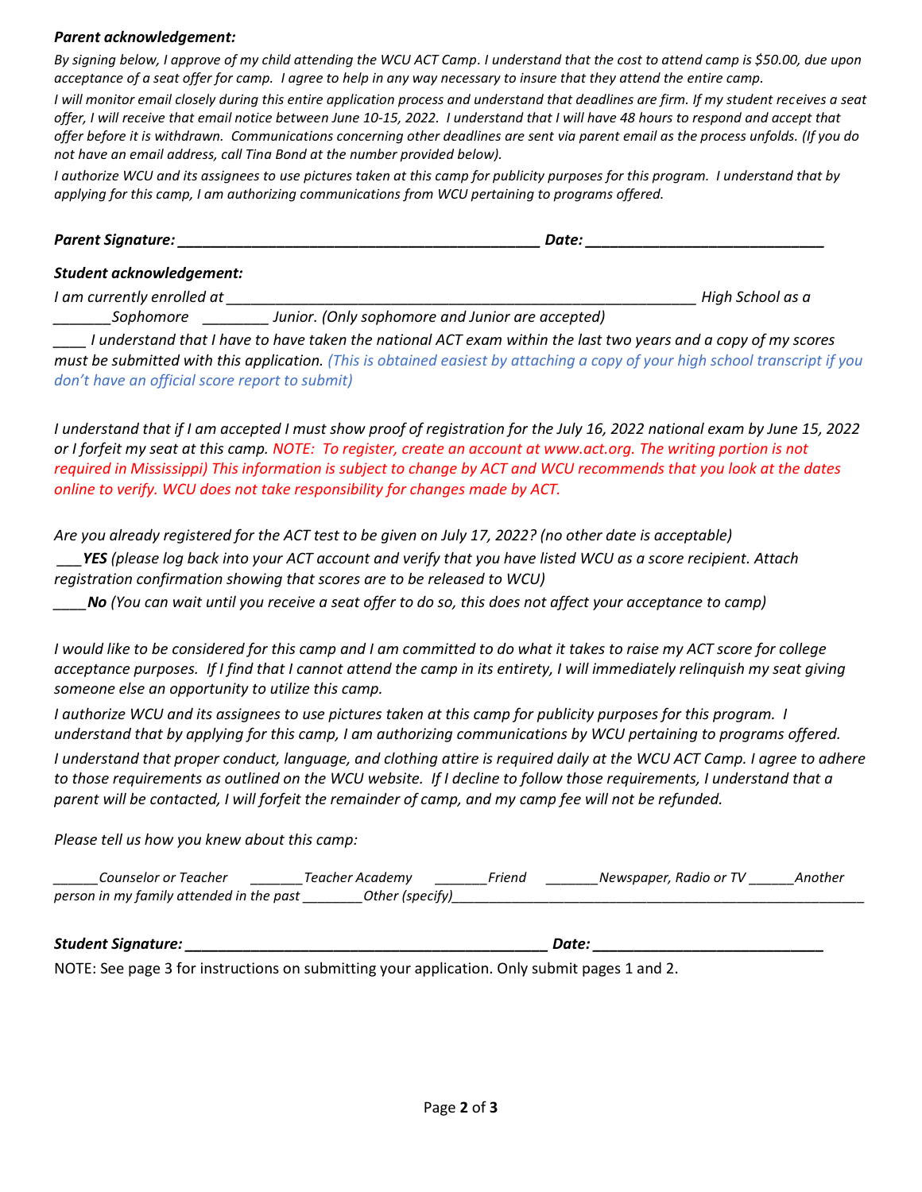***Parent acknowledgement:***

*By signing below, I approve of my child attending the WCU ACT Camp. I understand that the cost to attend camp is $50.00, due upon acceptance of a seat offer for camp. I agree to help in any way necessary to insure that they attend the entire camp.*

*I will monitor email closely during this entire application process and understand that deadlines are firm. If my student receives a seat offer, I will receive that email notice between June 10-15, 2022. I understand that I will have 48 hours to respond and accept that offer before it is withdrawn. Communications concerning other deadlines are sent via parent email as the process unfolds. (If you do not have an email address, call Tina Bond at the number provided below).*

*I authorize WCU and its assignees to use pictures taken at this camp for publicity purposes for this program. I understand that by applying for this camp, I am authorizing communications from WCU pertaining to programs offered.*

***Parent Signature: ______________________________________________ Date: ______________________________***

***Student acknowledgement:***

*I am currently enrolled at ___________________________________________________________ High School as a _______Sophomore ________ Junior. (Only sophomore and Junior are accepted)*

*____ I understand that I have to have taken the national ACT exam within the last two years and a copy of my scores must be submitted with this application. (This is obtained easiest by attaching a copy of your high school transcript if you don't have an official score report to submit)*

*I understand that if I am accepted I must show proof of registration for the July 16, 2022 national exam by June 15, 2022 or I forfeit my seat at this camp. NOTE: To register, create an account at www.act.org. The writing portion is not required in Mississippi) This information is subject to change by ACT and WCU recommends that you look at the dates online to verify. WCU does not take responsibility for changes made by ACT.*

*Are you already registered for the ACT test to be given on July 17, 2022? (no other date is acceptable)*

*___**YES** (please log back into your ACT account and verify that you have listed WCU as a score recipient. Attach registration confirmation showing that scores are to be released to WCU)*

*____**No** (You can wait until you receive a seat offer to do so, this does not affect your acceptance to camp)*

*I would like to be considered for this camp and I am committed to do what it takes to raise my ACT score for college acceptance purposes. If I find that I cannot attend the camp in its entirety, I will immediately relinquish my seat giving someone else an opportunity to utilize this camp.*

*I authorize WCU and its assignees to use pictures taken at this camp for publicity purposes for this program. I understand that by applying for this camp, I am authorizing communications by WCU pertaining to programs offered.*

*I understand that proper conduct, language, and clothing attire is required daily at the WCU ACT Camp. I agree to adhere to those requirements as outlined on the WCU website. If I decline to follow those requirements, I understand that a parent will be contacted, I will forfeit the remainder of camp, and my camp fee will not be refunded.*

*Please tell us how you knew about this camp:*

*______Counselor or Teacher _______Teacher Academy _______Friend _______Newspaper, Radio or TV ______Another person in my family attended in the past ________Other (specify)________________________________________________________*

***Student Signature: ______________________________________________ Date: ____________________________***

NOTE: See page 3 for instructions on submitting your application. Only submit pages 1 and 2.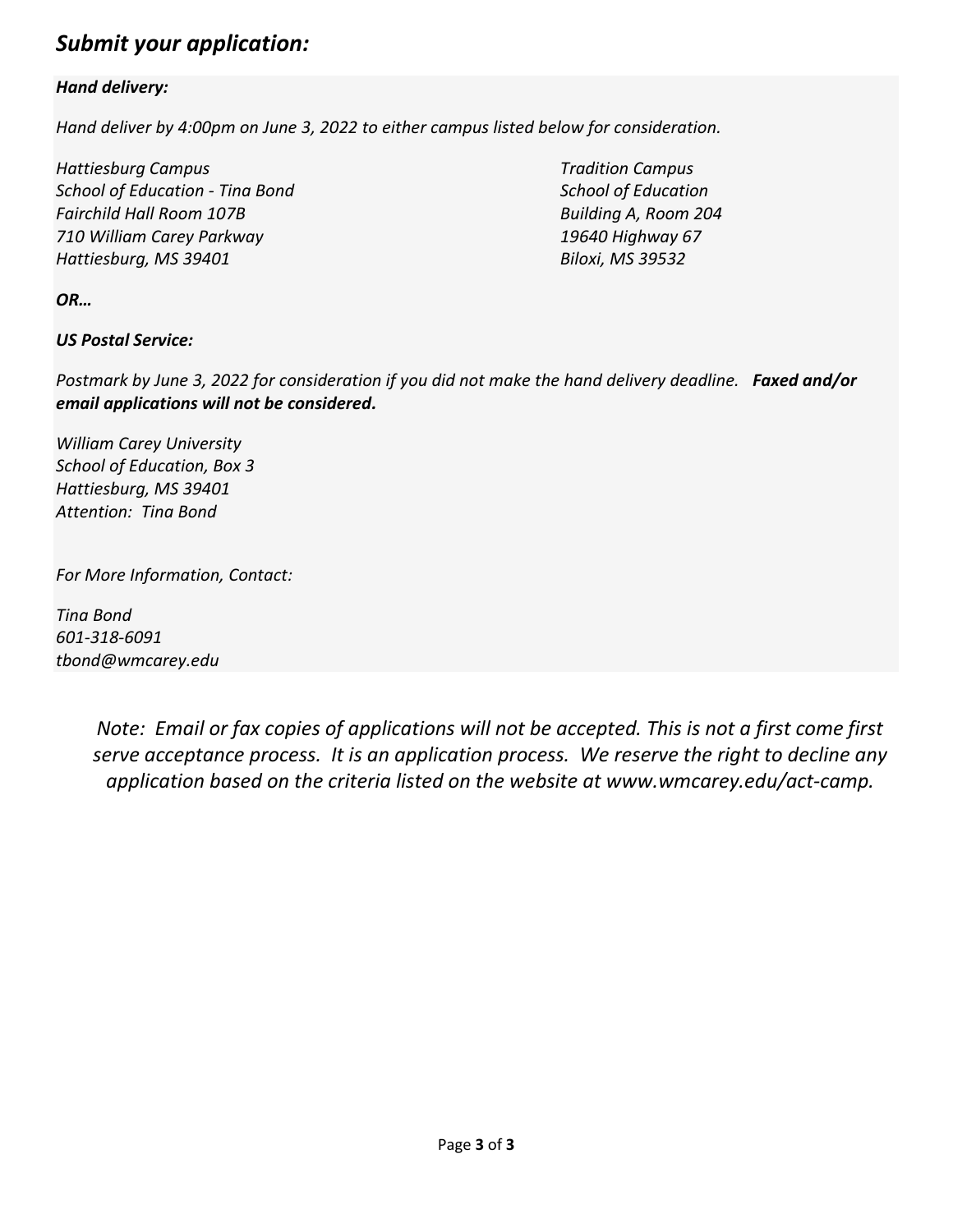## *Submit your application:*

***Hand delivery:***

*Hand deliver by 4:00pm on June 3, 2022 to either campus listed below for consideration.*

*Hattiesburg Campus*
*School of Education - Tina Bond*
*Fairchild Hall Room 107B*
*710 William Carey Parkway*
*Hattiesburg, MS 39401*

*Tradition Campus*
*School of Education*
*Building A, Room 204*
*19640 Highway 67*
*Biloxi, MS 39532*

***OR…***

***US Postal Service:***

*Postmark by June 3, 2022 for consideration if you did not make the hand delivery deadline.* ***Faxed and/or email applications will not be considered.***

*William Carey University*
*School of Education, Box 3*
*Hattiesburg, MS 39401*
*Attention: Tina Bond*

*For More Information, Contact:*

*Tina Bond*
*601-318-6091*
*tbond@wmcarey.edu*

*Note: Email or fax copies of applications will not be accepted. This is not a first come first serve acceptance process. It is an application process. We reserve the right to decline any application based on the criteria listed on the website at www.wmcarey.edu/act-camp.*